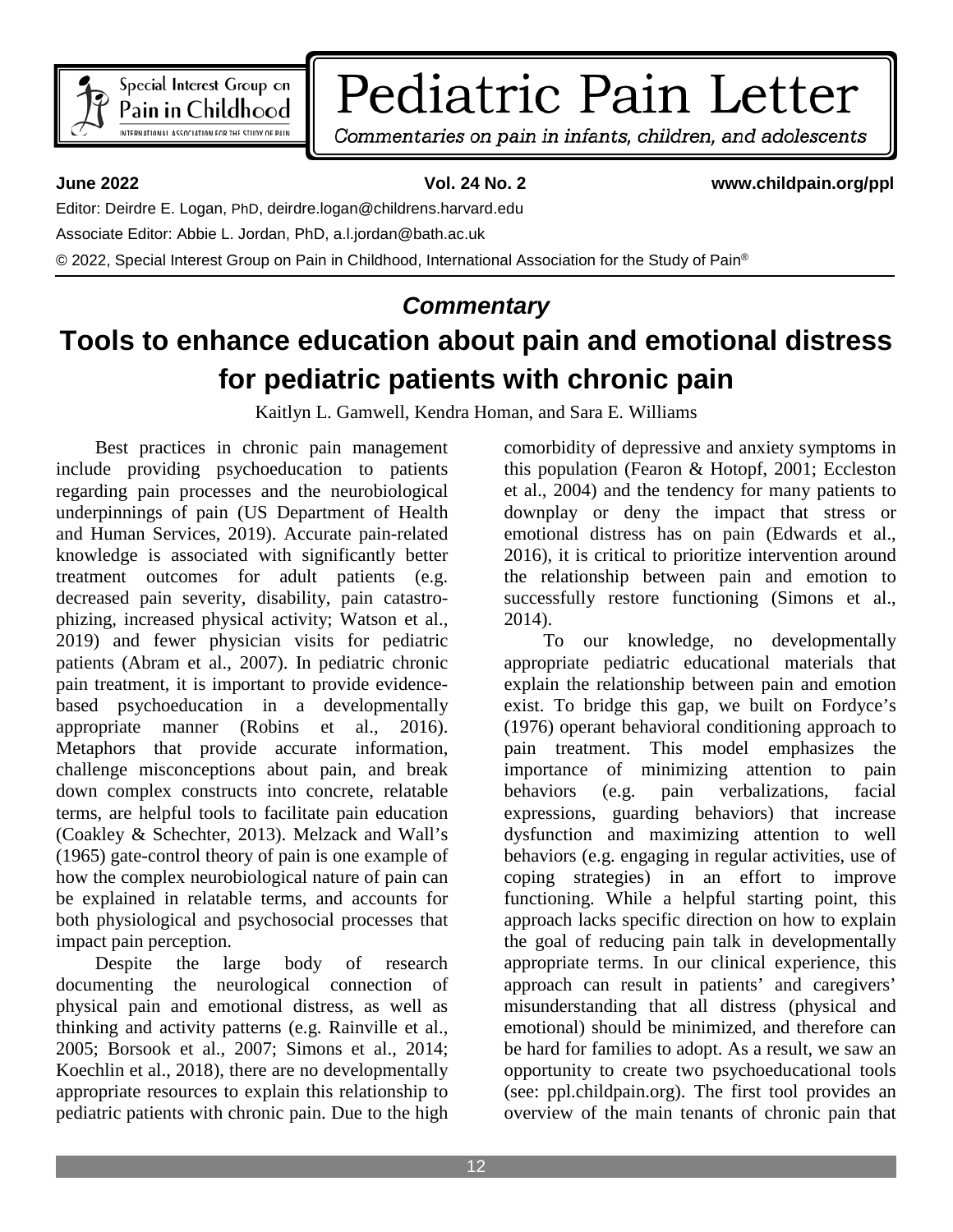# Pediatric Pain Letter

*Commentaries on pain in infants, children, and adolescents*

**June 2022** **Vol. 24 No. 2** **www.childpain.org/ppl**

Editor: Deirdre E. Logan, PhD, deirdre.logan@childrens.harvard.edu

Associate Editor: Abbie L. Jordan, PhD, a.l.jordan@bath.ac.uk

© 2022, Special Interest Group on Pain in Childhood, International Association for the Study of Pain®

## *Commentary*

# Tools to enhance education about pain and emotional distress for pediatric patients with chronic pain

Kaitlyn L. Gamwell, Kendra Homan, and Sara E. Williams

Best practices in chronic pain management include providing psychoeducation to patients regarding pain processes and the neurobiological underpinnings of pain (US Department of Health and Human Services, 2019). Accurate pain-related knowledge is associated with significantly better treatment outcomes for adult patients (e.g. decreased pain severity, disability, pain catastrophizing, increased physical activity; Watson et al., 2019) and fewer physician visits for pediatric patients (Abram et al., 2007). In pediatric chronic pain treatment, it is important to provide evidence-based psychoeducation in a developmentally appropriate manner (Robins et al., 2016). Metaphors that provide accurate information, challenge misconceptions about pain, and break down complex constructs into concrete, relatable terms, are helpful tools to facilitate pain education (Coakley & Schechter, 2013). Melzack and Wall's (1965) gate-control theory of pain is one example of how the complex neurobiological nature of pain can be explained in relatable terms, and accounts for both physiological and psychosocial processes that impact pain perception.

Despite the large body of research documenting the neurological connection of physical pain and emotional distress, as well as thinking and activity patterns (e.g. Rainville et al., 2005; Borsook et al., 2007; Simons et al., 2014; Koechlin et al., 2018), there are no developmentally appropriate resources to explain this relationship to pediatric patients with chronic pain. Due to the high comorbidity of depressive and anxiety symptoms in this population (Fearon & Hotopf, 2001; Eccleston et al., 2004) and the tendency for many patients to downplay or deny the impact that stress or emotional distress has on pain (Edwards et al., 2016), it is critical to prioritize intervention around the relationship between pain and emotion to successfully restore functioning (Simons et al., 2014).

To our knowledge, no developmentally appropriate pediatric educational materials that explain the relationship between pain and emotion exist. To bridge this gap, we built on Fordyce's (1976) operant behavioral conditioning approach to pain treatment. This model emphasizes the importance of minimizing attention to pain behaviors (e.g. pain verbalizations, facial expressions, guarding behaviors) that increase dysfunction and maximizing attention to well behaviors (e.g. engaging in regular activities, use of coping strategies) in an effort to improve functioning. While a helpful starting point, this approach lacks specific direction on how to explain the goal of reducing pain talk in developmentally appropriate terms. In our clinical experience, this approach can result in patients' and caregivers' misunderstanding that all distress (physical and emotional) should be minimized, and therefore can be hard for families to adopt. As a result, we saw an opportunity to create two psychoeducational tools (see: ppl.childpain.org). The first tool provides an overview of the main tenants of chronic pain that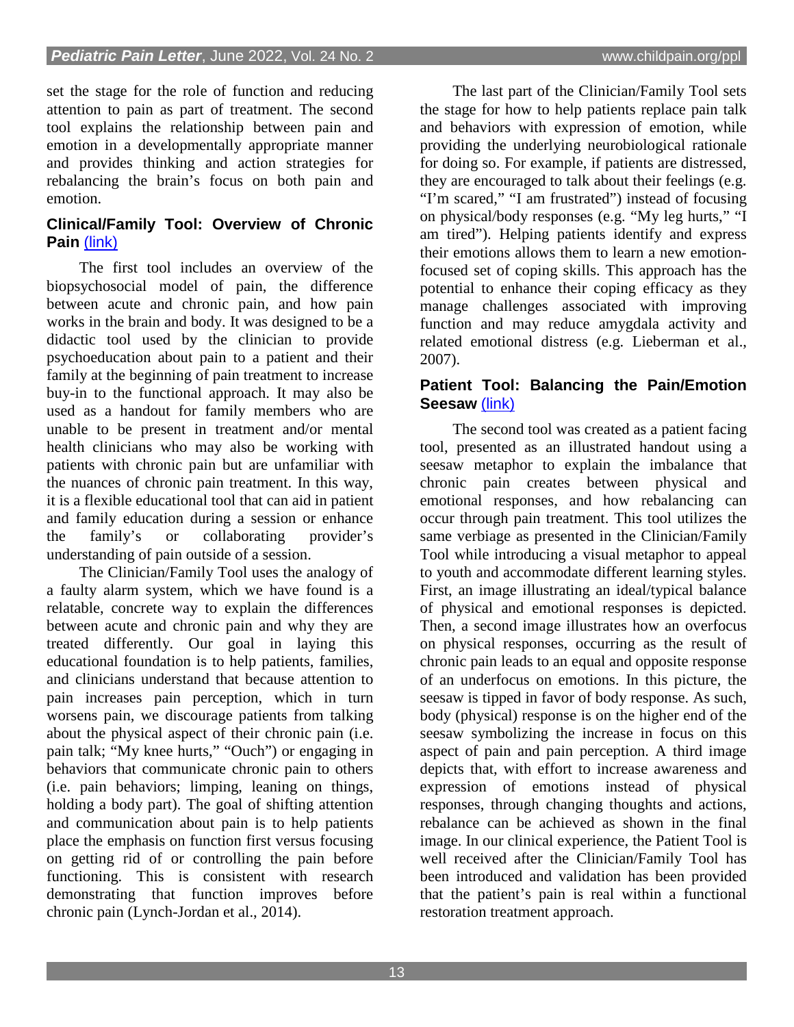set the stage for the role of function and reducing attention to pain as part of treatment. The second tool explains the relationship between pain and emotion in a developmentally appropriate manner and provides thinking and action strategies for rebalancing the brain's focus on both pain and emotion.

### Clinical/Family Tool: Overview of Chronic Pain (link)

The first tool includes an overview of the biopsychosocial model of pain, the difference between acute and chronic pain, and how pain works in the brain and body. It was designed to be a didactic tool used by the clinician to provide psychoeducation about pain to a patient and their family at the beginning of pain treatment to increase buy-in to the functional approach. It may also be used as a handout for family members who are unable to be present in treatment and/or mental health clinicians who may also be working with patients with chronic pain but are unfamiliar with the nuances of chronic pain treatment. In this way, it is a flexible educational tool that can aid in patient and family education during a session or enhance the family's or collaborating provider's understanding of pain outside of a session.

The Clinician/Family Tool uses the analogy of a faulty alarm system, which we have found is a relatable, concrete way to explain the differences between acute and chronic pain and why they are treated differently. Our goal in laying this educational foundation is to help patients, families, and clinicians understand that because attention to pain increases pain perception, which in turn worsens pain, we discourage patients from talking about the physical aspect of their chronic pain (i.e. pain talk; "My knee hurts," "Ouch") or engaging in behaviors that communicate chronic pain to others (i.e. pain behaviors; limping, leaning on things, holding a body part). The goal of shifting attention and communication about pain is to help patients place the emphasis on function first versus focusing on getting rid of or controlling the pain before functioning. This is consistent with research demonstrating that function improves before chronic pain (Lynch-Jordan et al., 2014).

The last part of the Clinician/Family Tool sets the stage for how to help patients replace pain talk and behaviors with expression of emotion, while providing the underlying neurobiological rationale for doing so. For example, if patients are distressed, they are encouraged to talk about their feelings (e.g. "I'm scared," "I am frustrated") instead of focusing on physical/body responses (e.g. "My leg hurts," "I am tired"). Helping patients identify and express their emotions allows them to learn a new emotion-focused set of coping skills. This approach has the potential to enhance their coping efficacy as they manage challenges associated with improving function and may reduce amygdala activity and related emotional distress (e.g. Lieberman et al., 2007).

### Patient Tool: Balancing the Pain/Emotion Seesaw (link)

The second tool was created as a patient facing tool, presented as an illustrated handout using a seesaw metaphor to explain the imbalance that chronic pain creates between physical and emotional responses, and how rebalancing can occur through pain treatment. This tool utilizes the same verbiage as presented in the Clinician/Family Tool while introducing a visual metaphor to appeal to youth and accommodate different learning styles. First, an image illustrating an ideal/typical balance of physical and emotional responses is depicted. Then, a second image illustrates how an overfocus on physical responses, occurring as the result of chronic pain leads to an equal and opposite response of an underfocus on emotions. In this picture, the seesaw is tipped in favor of body response. As such, body (physical) response is on the higher end of the seesaw symbolizing the increase in focus on this aspect of pain and pain perception. A third image depicts that, with effort to increase awareness and expression of emotions instead of physical responses, through changing thoughts and actions, rebalance can be achieved as shown in the final image. In our clinical experience, the Patient Tool is well received after the Clinician/Family Tool has been introduced and validation has been provided that the patient's pain is real within a functional restoration treatment approach.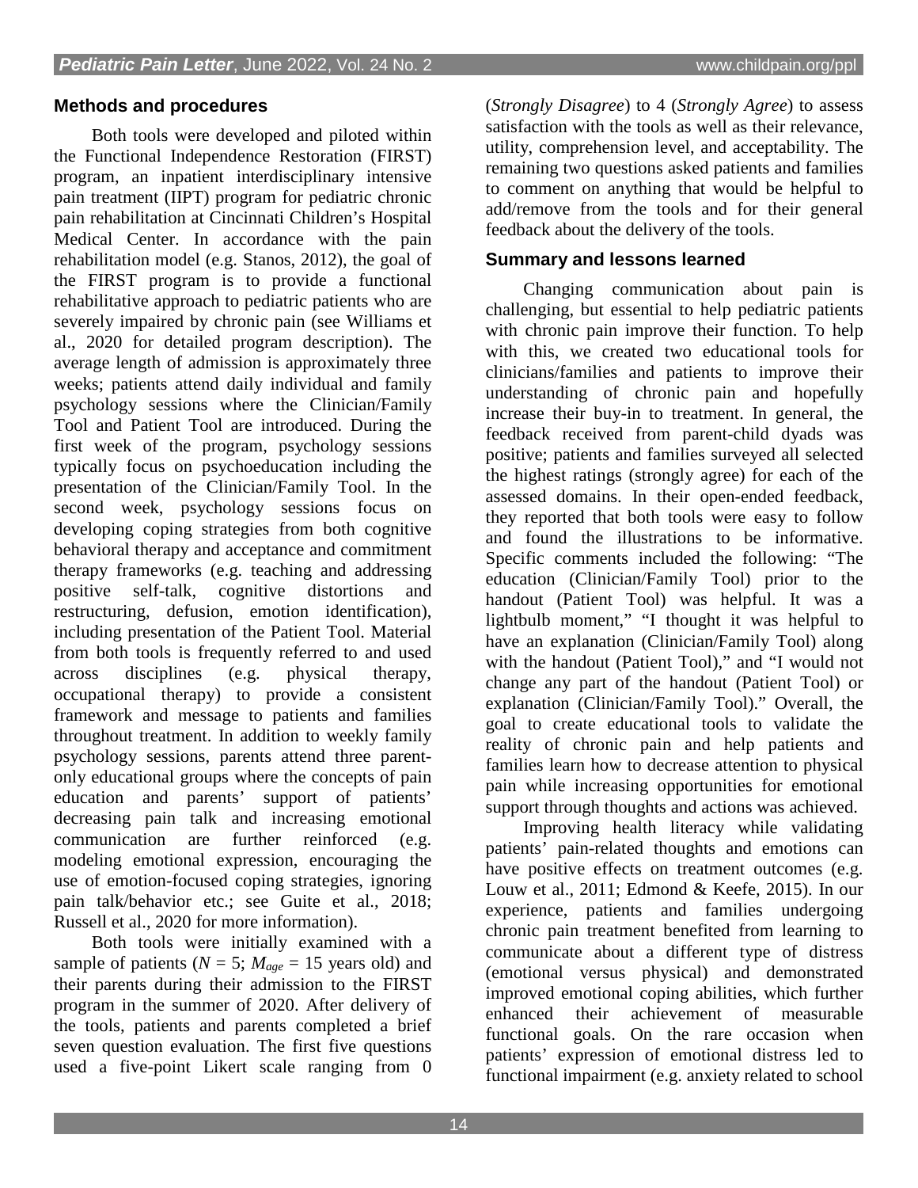## Methods and procedures

Both tools were developed and piloted within the Functional Independence Restoration (FIRST) program, an inpatient interdisciplinary intensive pain treatment (IIPT) program for pediatric chronic pain rehabilitation at Cincinnati Children's Hospital Medical Center. In accordance with the pain rehabilitation model (e.g. Stanos, 2012), the goal of the FIRST program is to provide a functional rehabilitative approach to pediatric patients who are severely impaired by chronic pain (see Williams et al., 2020 for detailed program description). The average length of admission is approximately three weeks; patients attend daily individual and family psychology sessions where the Clinician/Family Tool and Patient Tool are introduced. During the first week of the program, psychology sessions typically focus on psychoeducation including the presentation of the Clinician/Family Tool. In the second week, psychology sessions focus on developing coping strategies from both cognitive behavioral therapy and acceptance and commitment therapy frameworks (e.g. teaching and addressing positive self-talk, cognitive distortions and restructuring, defusion, emotion identification), including presentation of the Patient Tool. Material from both tools is frequently referred to and used across disciplines (e.g. physical therapy, occupational therapy) to provide a consistent framework and message to patients and families throughout treatment. In addition to weekly family psychology sessions, parents attend three parent-only educational groups where the concepts of pain education and parents' support of patients' decreasing pain talk and increasing emotional communication are further reinforced (e.g. modeling emotional expression, encouraging the use of emotion-focused coping strategies, ignoring pain talk/behavior etc.; see Guite et al., 2018; Russell et al., 2020 for more information).

Both tools were initially examined with a sample of patients ($N = 5$; $M_{age} = 15$ years old) and their parents during their admission to the FIRST program in the summer of 2020. After delivery of the tools, patients and parents completed a brief seven question evaluation. The first five questions used a five-point Likert scale ranging from 0 (*Strongly Disagree*) to 4 (*Strongly Agree*) to assess satisfaction with the tools as well as their relevance, utility, comprehension level, and acceptability. The remaining two questions asked patients and families to comment on anything that would be helpful to add/remove from the tools and for their general feedback about the delivery of the tools.

## Summary and lessons learned

Changing communication about pain is challenging, but essential to help pediatric patients with chronic pain improve their function. To help with this, we created two educational tools for clinicians/families and patients to improve their understanding of chronic pain and hopefully increase their buy-in to treatment. In general, the feedback received from parent-child dyads was positive; patients and families surveyed all selected the highest ratings (strongly agree) for each of the assessed domains. In their open-ended feedback, they reported that both tools were easy to follow and found the illustrations to be informative. Specific comments included the following: "The education (Clinician/Family Tool) prior to the handout (Patient Tool) was helpful. It was a lightbulb moment," "I thought it was helpful to have an explanation (Clinician/Family Tool) along with the handout (Patient Tool)," and "I would not change any part of the handout (Patient Tool) or explanation (Clinician/Family Tool)." Overall, the goal to create educational tools to validate the reality of chronic pain and help patients and families learn how to decrease attention to physical pain while increasing opportunities for emotional support through thoughts and actions was achieved.

Improving health literacy while validating patients' pain-related thoughts and emotions can have positive effects on treatment outcomes (e.g. Louw et al., 2011; Edmond & Keefe, 2015). In our experience, patients and families undergoing chronic pain treatment benefited from learning to communicate about a different type of distress (emotional versus physical) and demonstrated improved emotional coping abilities, which further enhanced their achievement of measurable functional goals. On the rare occasion when patients' expression of emotional distress led to functional impairment (e.g. anxiety related to school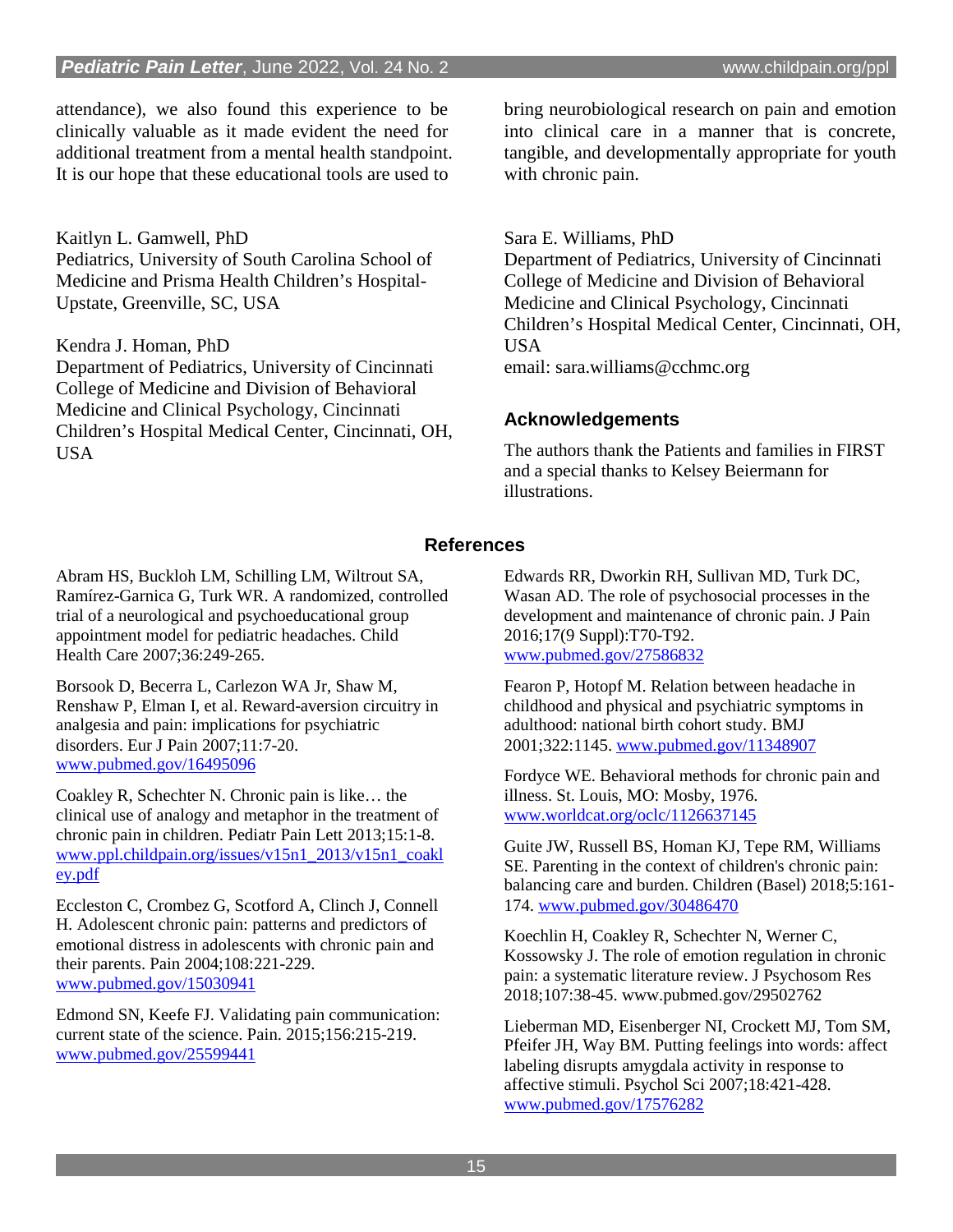attendance), we also found this experience to be clinically valuable as it made evident the need for additional treatment from a mental health standpoint. It is our hope that these educational tools are used to bring neurobiological research on pain and emotion into clinical care in a manner that is concrete, tangible, and developmentally appropriate for youth with chronic pain.

Kaitlyn L. Gamwell, PhD
Pediatrics, University of South Carolina School of Medicine and Prisma Health Children's Hospital-Upstate, Greenville, SC, USA

Kendra J. Homan, PhD
Department of Pediatrics, University of Cincinnati College of Medicine and Division of Behavioral Medicine and Clinical Psychology, Cincinnati Children's Hospital Medical Center, Cincinnati, OH, USA

Sara E. Williams, PhD
Department of Pediatrics, University of Cincinnati College of Medicine and Division of Behavioral Medicine and Clinical Psychology, Cincinnati Children's Hospital Medical Center, Cincinnati, OH, USA
email: sara.williams@cchmc.org

## Acknowledgements

The authors thank the Patients and families in FIRST and a special thanks to Kelsey Beiermann for illustrations.

## References

Abram HS, Buckloh LM, Schilling LM, Wiltrout SA, Ramírez-Garnica G, Turk WR. A randomized, controlled trial of a neurological and psychoeducational group appointment model for pediatric headaches. Child Health Care 2007;36:249-265.

Borsook D, Becerra L, Carlezon WA Jr, Shaw M, Renshaw P, Elman I, et al. Reward-aversion circuitry in analgesia and pain: implications for psychiatric disorders. Eur J Pain 2007;11:7-20. www.pubmed.gov/16495096

Coakley R, Schechter N. Chronic pain is like… the clinical use of analogy and metaphor in the treatment of chronic pain in children. Pediatr Pain Lett 2013;15:1-8. www.ppl.childpain.org/issues/v15n1_2013/v15n1_coakley.pdf

Eccleston C, Crombez G, Scotford A, Clinch J, Connell H. Adolescent chronic pain: patterns and predictors of emotional distress in adolescents with chronic pain and their parents. Pain 2004;108:221-229. www.pubmed.gov/15030941

Edmond SN, Keefe FJ. Validating pain communication: current state of the science. Pain. 2015;156:215-219. www.pubmed.gov/25599441

Edwards RR, Dworkin RH, Sullivan MD, Turk DC, Wasan AD. The role of psychosocial processes in the development and maintenance of chronic pain. J Pain 2016;17(9 Suppl):T70-T92. www.pubmed.gov/27586832

Fearon P, Hotopf M. Relation between headache in childhood and physical and psychiatric symptoms in adulthood: national birth cohort study. BMJ 2001;322:1145. www.pubmed.gov/11348907

Fordyce WE. Behavioral methods for chronic pain and illness. St. Louis, MO: Mosby, 1976. www.worldcat.org/oclc/1126637145

Guite JW, Russell BS, Homan KJ, Tepe RM, Williams SE. Parenting in the context of children's chronic pain: balancing care and burden. Children (Basel) 2018;5:161-174. www.pubmed.gov/30486470

Koechlin H, Coakley R, Schechter N, Werner C, Kossowsky J. The role of emotion regulation in chronic pain: a systematic literature review. J Psychosom Res 2018;107:38-45. www.pubmed.gov/29502762

Lieberman MD, Eisenberger NI, Crockett MJ, Tom SM, Pfeifer JH, Way BM. Putting feelings into words: affect labeling disrupts amygdala activity in response to affective stimuli. Psychol Sci 2007;18:421-428. www.pubmed.gov/17576282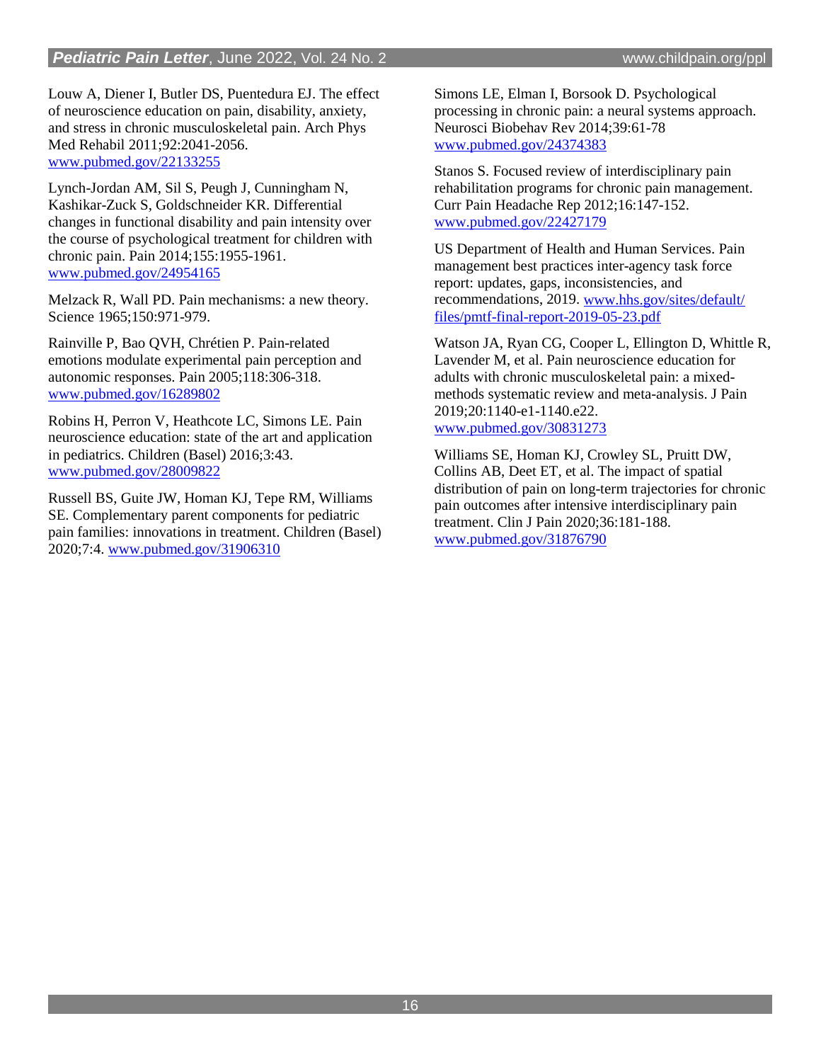Louw A, Diener I, Butler DS, Puentedura EJ. The effect of neuroscience education on pain, disability, anxiety, and stress in chronic musculoskeletal pain. Arch Phys Med Rehabil 2011;92:2041-2056. www.pubmed.gov/22133255

Lynch-Jordan AM, Sil S, Peugh J, Cunningham N, Kashikar-Zuck S, Goldschneider KR. Differential changes in functional disability and pain intensity over the course of psychological treatment for children with chronic pain. Pain 2014;155:1955-1961. www.pubmed.gov/24954165

Melzack R, Wall PD. Pain mechanisms: a new theory. Science 1965;150:971-979.

Rainville P, Bao QVH, Chrétien P. Pain-related emotions modulate experimental pain perception and autonomic responses. Pain 2005;118:306-318. www.pubmed.gov/16289802

Robins H, Perron V, Heathcote LC, Simons LE. Pain neuroscience education: state of the art and application in pediatrics. Children (Basel) 2016;3:43. www.pubmed.gov/28009822

Russell BS, Guite JW, Homan KJ, Tepe RM, Williams SE. Complementary parent components for pediatric pain families: innovations in treatment. Children (Basel) 2020;7:4. www.pubmed.gov/31906310

Simons LE, Elman I, Borsook D. Psychological processing in chronic pain: a neural systems approach. Neurosci Biobehav Rev 2014;39:61-78 www.pubmed.gov/24374383

Stanos S. Focused review of interdisciplinary pain rehabilitation programs for chronic pain management. Curr Pain Headache Rep 2012;16:147-152. www.pubmed.gov/22427179

US Department of Health and Human Services. Pain management best practices inter-agency task force report: updates, gaps, inconsistencies, and recommendations, 2019. www.hhs.gov/sites/default/files/pmtf-final-report-2019-05-23.pdf

Watson JA, Ryan CG, Cooper L, Ellington D, Whittle R, Lavender M, et al. Pain neuroscience education for adults with chronic musculoskeletal pain: a mixed-methods systematic review and meta-analysis. J Pain 2019;20:1140-e1-1140.e22. www.pubmed.gov/30831273

Williams SE, Homan KJ, Crowley SL, Pruitt DW, Collins AB, Deet ET, et al. The impact of spatial distribution of pain on long-term trajectories for chronic pain outcomes after intensive interdisciplinary pain treatment. Clin J Pain 2020;36:181-188. www.pubmed.gov/31876790